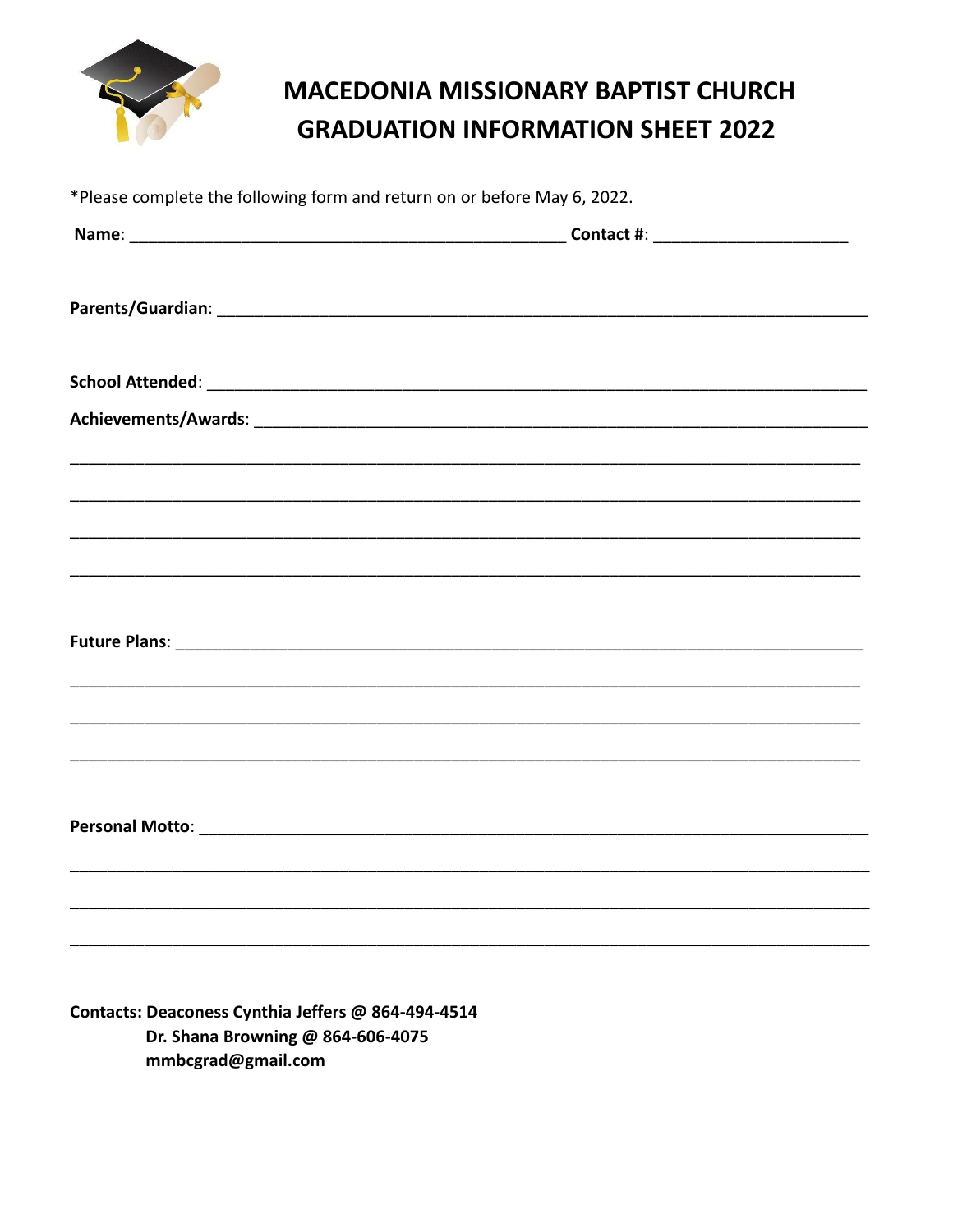# MACEDONIA MISSIONARY BAPTIST CHURCH GRADUATION INFORMATION SHEET 2022

*Please complete the following form and return on or before May 6, 2022.

**Name**: ______________________________________________ **Contact #**: _____________________

**Parents/Guardian**: ______________________________________________________________________

**School Attended**: _______________________________________________________________________

**Achievements/Awards**: ___________________________________________________________________

_____________________________________________________________________________________

_____________________________________________________________________________________

_____________________________________________________________________________________

_____________________________________________________________________________________

**Future Plans**: __________________________________________________________________________

_____________________________________________________________________________________

_____________________________________________________________________________________

_____________________________________________________________________________________

**Personal Motto**: ________________________________________________________________________

_____________________________________________________________________________________

_____________________________________________________________________________________

_____________________________________________________________________________________

**Contacts: Deaconess Cynthia Jeffers @ 864-494-4514**
**Dr. Shana Browning @ 864-606-4075**
**mmbcgrad@gmail.com**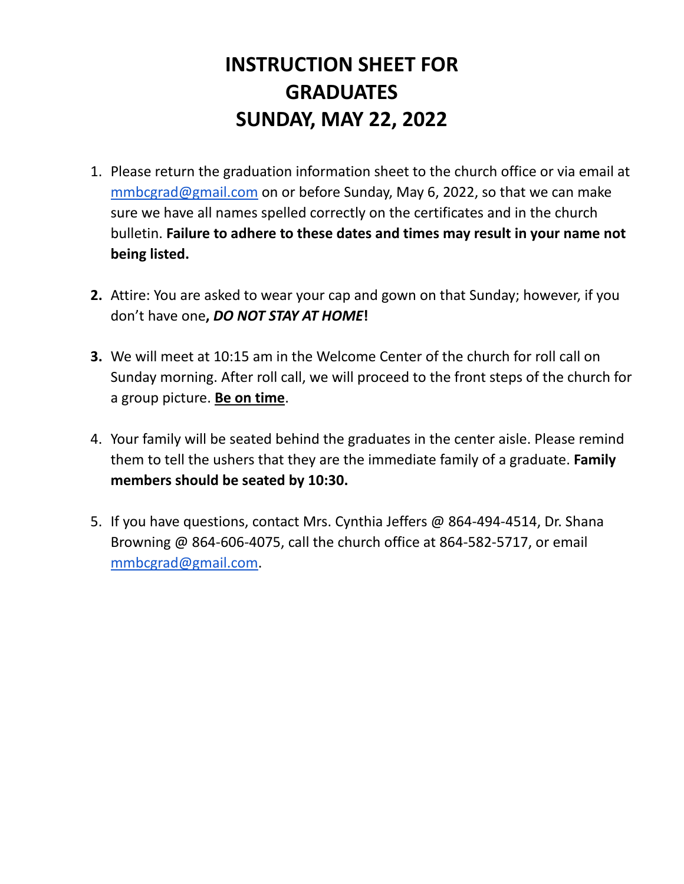# INSTRUCTION SHEET FOR GRADUATES SUNDAY, MAY 22, 2022

1. Please return the graduation information sheet to the church office or via email at mmbcgrad@gmail.com on or before Sunday, May 6, 2022, so that we can make sure we have all names spelled correctly on the certificates and in the church bulletin. **Failure to adhere to these dates and times may result in your name not being listed.**

2. Attire: You are asked to wear your cap and gown on that Sunday; however, if you don't have one**, *DO NOT STAY AT HOME*!**

3. We will meet at 10:15 am in the Welcome Center of the church for roll call on Sunday morning. After roll call, we will proceed to the front steps of the church for a group picture. **Be on time**.

4. Your family will be seated behind the graduates in the center aisle. Please remind them to tell the ushers that they are the immediate family of a graduate. **Family members should be seated by 10:30.**

5. If you have questions, contact Mrs. Cynthia Jeffers @ 864-494-4514, Dr. Shana Browning @ 864-606-4075, call the church office at 864-582-5717, or email mmbcgrad@gmail.com.